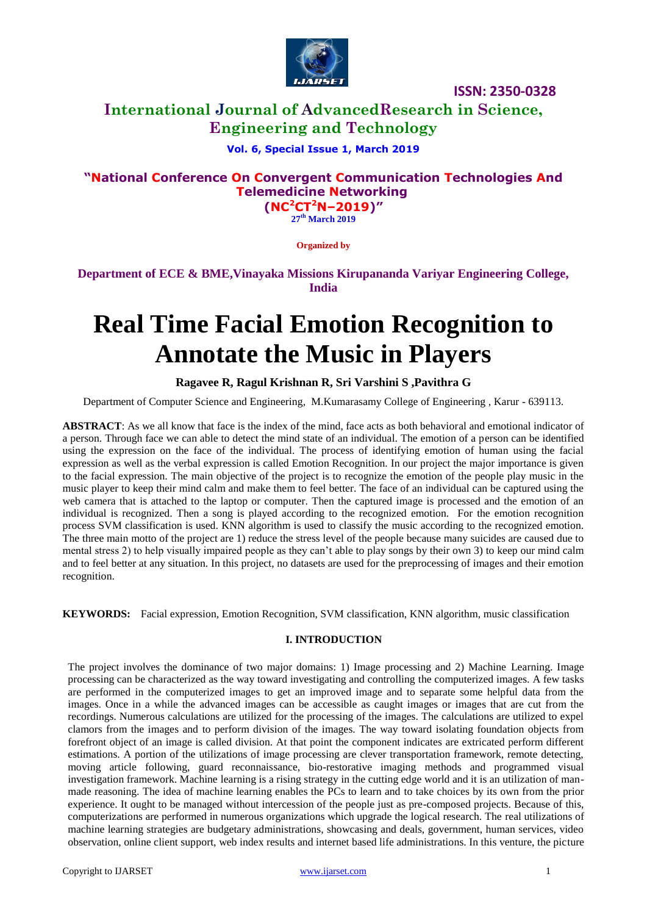# Real Time Facial Emotion Recognition to Annotate the Music in Players

**Ragavee R, Ragul Krishnan R, Sri Varshini S ,Pavithra G**

Department of Computer Science and Engineering, M.Kumarasamy College of Engineering , Karur - 639113.

**ABSTRACT**: As we all know that face is the index of the mind, face acts as both behavioral and emotional indicator of a person. Through face we can able to detect the mind state of an individual. The emotion of a person can be identified using the expression on the face of the individual. The process of identifying emotion of human using the facial expression as well as the verbal expression is called Emotion Recognition. In our project the major importance is given to the facial expression. The main objective of the project is to recognize the emotion of the people play music in the music player to keep their mind calm and make them to feel better. The face of an individual can be captured using the web camera that is attached to the laptop or computer. Then the captured image is processed and the emotion of an individual is recognized. Then a song is played according to the recognized emotion. For the emotion recognition process SVM classification is used. KNN algorithm is used to classify the music according to the recognized emotion. The three main motto of the project are 1) reduce the stress level of the people because many suicides are caused due to mental stress 2) to help visually impaired people as they can't able to play songs by their own 3) to keep our mind calm and to feel better at any situation. In this project, no datasets are used for the preprocessing of images and their emotion recognition.

**KEYWORDS:** Facial expression, Emotion Recognition, SVM classification, KNN algorithm, music classification

## I. INTRODUCTION

The project involves the dominance of two major domains: 1) Image processing and 2) Machine Learning. Image processing can be characterized as the way toward investigating and controlling the computerized images. A few tasks are performed in the computerized images to get an improved image and to separate some helpful data from the images. Once in a while the advanced images can be accessible as caught images or images that are cut from the recordings. Numerous calculations are utilized for the processing of the images. The calculations are utilized to expel clamors from the images and to perform division of the images. The way toward isolating foundation objects from forefront object of an image is called division. At that point the component indicates are extricated perform different estimations. A portion of the utilizations of image processing are clever transportation framework, remote detecting, moving article following, guard reconnaissance, bio-restorative imaging methods and programmed visual investigation framework. Machine learning is a rising strategy in the cutting edge world and it is an utilization of man-made reasoning. The idea of machine learning enables the PCs to learn and to take choices by its own from the prior experience. It ought to be managed without intercession of the people just as pre-composed projects. Because of this, computerizations are performed in numerous organizations which upgrade the logical research. The real utilizations of machine learning strategies are budgetary administrations, showcasing and deals, government, human services, video observation, online client support, web index results and internet based life administrations. In this venture, the picture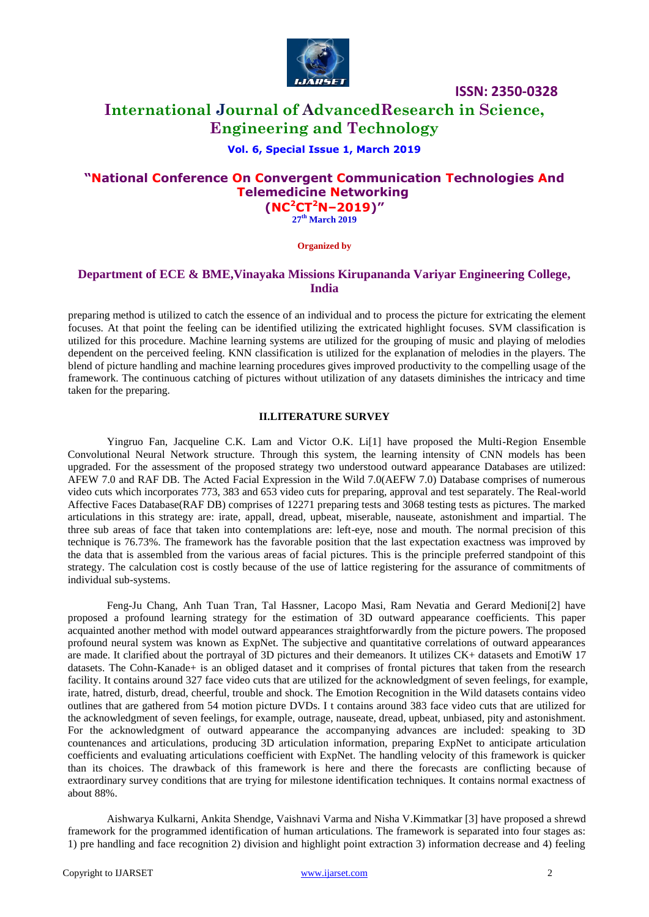preparing method is utilized to catch the essence of an individual and to process the picture for extricating the element focuses. At that point the feeling can be identified utilizing the extricated highlight focuses. SVM classification is utilized for this procedure. Machine learning systems are utilized for the grouping of music and playing of melodies dependent on the perceived feeling. KNN classification is utilized for the explanation of melodies in the players. The blend of picture handling and machine learning procedures gives improved productivity to the compelling usage of the framework. The continuous catching of pictures without utilization of any datasets diminishes the intricacy and time taken for the preparing.

## II.LITERATURE SURVEY

Yingruo Fan, Jacqueline C.K. Lam and Victor O.K. Li[1] have proposed the Multi-Region Ensemble Convolutional Neural Network structure. Through this system, the learning intensity of CNN models has been upgraded. For the assessment of the proposed strategy two understood outward appearance Databases are utilized: AFEW 7.0 and RAF DB. The Acted Facial Expression in the Wild 7.0(AEFW 7.0) Database comprises of numerous video cuts which incorporates 773, 383 and 653 video cuts for preparing, approval and test separately. The Real-world Affective Faces Database(RAF DB) comprises of 12271 preparing tests and 3068 testing tests as pictures. The marked articulations in this strategy are: irate, appall, dread, upbeat, miserable, nauseate, astonishment and impartial. The three sub areas of face that taken into contemplations are: left-eye, nose and mouth. The normal precision of this technique is 76.73%. The framework has the favorable position that the last expectation exactness was improved by the data that is assembled from the various areas of facial pictures. This is the principle preferred standpoint of this strategy. The calculation cost is costly because of the use of lattice registering for the assurance of commitments of individual sub-systems.

Feng-Ju Chang, Anh Tuan Tran, Tal Hassner, Lacopo Masi, Ram Nevatia and Gerard Medioni[2] have proposed a profound learning strategy for the estimation of 3D outward appearance coefficients. This paper acquainted another method with model outward appearances straightforwardly from the picture powers. The proposed profound neural system was known as ExpNet. The subjective and quantitative correlations of outward appearances are made. It clarified about the portrayal of 3D pictures and their demeanors. It utilizes CK+ datasets and EmotiW 17 datasets. The Cohn-Kanade+ is an obliged dataset and it comprises of frontal pictures that taken from the research facility. It contains around 327 face video cuts that are utilized for the acknowledgment of seven feelings, for example, irate, hatred, disturb, dread, cheerful, trouble and shock. The Emotion Recognition in the Wild datasets contains video outlines that are gathered from 54 motion picture DVDs. I t contains around 383 face video cuts that are utilized for the acknowledgment of seven feelings, for example, outrage, nauseate, dread, upbeat, unbiased, pity and astonishment. For the acknowledgment of outward appearance the accompanying advances are included: speaking to 3D countenances and articulations, producing 3D articulation information, preparing ExpNet to anticipate articulation coefficients and evaluating articulations coefficient with ExpNet. The handling velocity of this framework is quicker than its choices. The drawback of this framework is here and there the forecasts are conflicting because of extraordinary survey conditions that are trying for milestone identification techniques. It contains normal exactness of about 88%.

Aishwarya Kulkarni, Ankita Shendge, Vaishnavi Varma and Nisha V.Kimmatkar [3] have proposed a shrewd framework for the programmed identification of human articulations. The framework is separated into four stages as: 1) pre handling and face recognition 2) division and highlight point extraction 3) information decrease and 4) feeling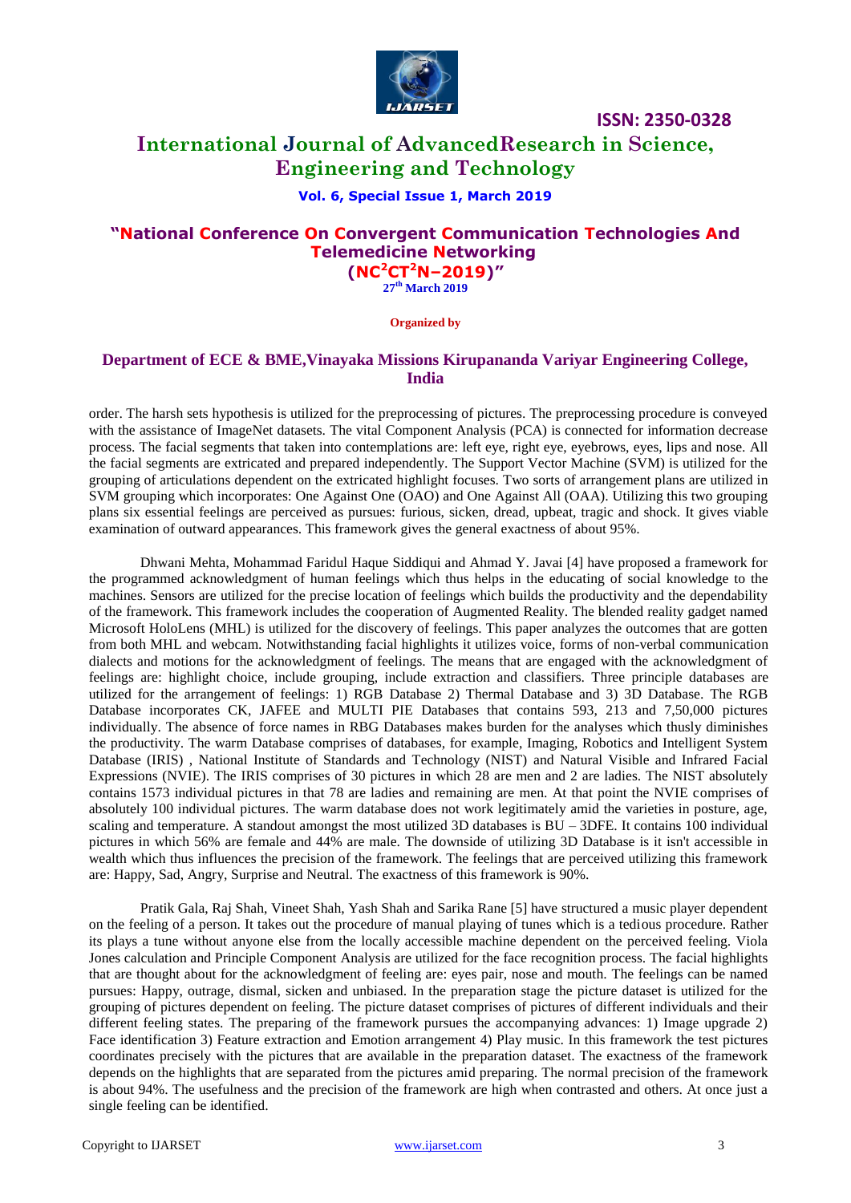order. The harsh sets hypothesis is utilized for the preprocessing of pictures. The preprocessing procedure is conveyed with the assistance of ImageNet datasets. The vital Component Analysis (PCA) is connected for information decrease process. The facial segments that taken into contemplations are: left eye, right eye, eyebrows, eyes, lips and nose. All the facial segments are extricated and prepared independently. The Support Vector Machine (SVM) is utilized for the grouping of articulations dependent on the extricated highlight focuses. Two sorts of arrangement plans are utilized in SVM grouping which incorporates: One Against One (OAO) and One Against All (OAA). Utilizing this two grouping plans six essential feelings are perceived as pursues: furious, sicken, dread, upbeat, tragic and shock. It gives viable examination of outward appearances. This framework gives the general exactness of about 95%.

Dhwani Mehta, Mohammad Faridul Haque Siddiqui and Ahmad Y. Javai [4] have proposed a framework for the programmed acknowledgment of human feelings which thus helps in the educating of social knowledge to the machines. Sensors are utilized for the precise location of feelings which builds the productivity and the dependability of the framework. This framework includes the cooperation of Augmented Reality. The blended reality gadget named Microsoft HoloLens (MHL) is utilized for the discovery of feelings. This paper analyzes the outcomes that are gotten from both MHL and webcam. Notwithstanding facial highlights it utilizes voice, forms of non-verbal communication dialects and motions for the acknowledgment of feelings. The means that are engaged with the acknowledgment of feelings are: highlight choice, include grouping, include extraction and classifiers. Three principle databases are utilized for the arrangement of feelings: 1) RGB Database 2) Thermal Database and 3) 3D Database. The RGB Database incorporates CK, JAFEE and MULTI PIE Databases that contains 593, 213 and 7,50,000 pictures individually. The absence of force names in RBG Databases makes burden for the analyses which thusly diminishes the productivity. The warm Database comprises of databases, for example, Imaging, Robotics and Intelligent System Database (IRIS) , National Institute of Standards and Technology (NIST) and Natural Visible and Infrared Facial Expressions (NVIE). The IRIS comprises of 30 pictures in which 28 are men and 2 are ladies. The NIST absolutely contains 1573 individual pictures in that 78 are ladies and remaining are men. At that point the NVIE comprises of absolutely 100 individual pictures. The warm database does not work legitimately amid the varieties in posture, age, scaling and temperature. A standout amongst the most utilized 3D databases is BU – 3DFE. It contains 100 individual pictures in which 56% are female and 44% are male. The downside of utilizing 3D Database is it isn't accessible in wealth which thus influences the precision of the framework. The feelings that are perceived utilizing this framework are: Happy, Sad, Angry, Surprise and Neutral. The exactness of this framework is 90%.

Pratik Gala, Raj Shah, Vineet Shah, Yash Shah and Sarika Rane [5] have structured a music player dependent on the feeling of a person. It takes out the procedure of manual playing of tunes which is a tedious procedure. Rather its plays a tune without anyone else from the locally accessible machine dependent on the perceived feeling. Viola Jones calculation and Principle Component Analysis are utilized for the face recognition process. The facial highlights that are thought about for the acknowledgment of feeling are: eyes pair, nose and mouth. The feelings can be named pursues: Happy, outrage, dismal, sicken and unbiased. In the preparation stage the picture dataset is utilized for the grouping of pictures dependent on feeling. The picture dataset comprises of pictures of different individuals and their different feeling states. The preparing of the framework pursues the accompanying advances: 1) Image upgrade 2) Face identification 3) Feature extraction and Emotion arrangement 4) Play music. In this framework the test pictures coordinates precisely with the pictures that are available in the preparation dataset. The exactness of the framework depends on the highlights that are separated from the pictures amid preparing. The normal precision of the framework is about 94%. The usefulness and the precision of the framework are high when contrasted and others. At once just a single feeling can be identified.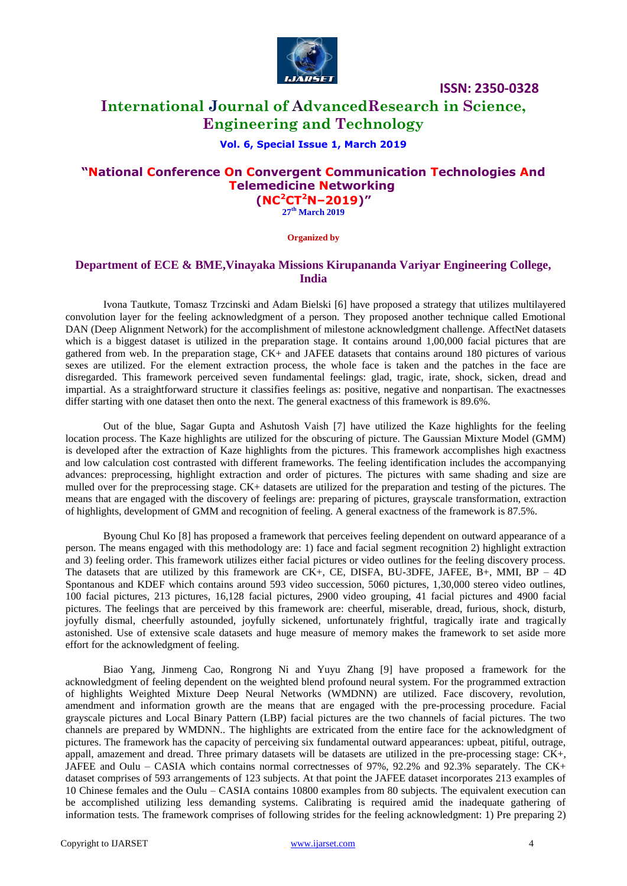Ivona Tautkute, Tomasz Trzcinski and Adam Bielski [6] have proposed a strategy that utilizes multilayered convolution layer for the feeling acknowledgment of a person. They proposed another technique called Emotional DAN (Deep Alignment Network) for the accomplishment of milestone acknowledgment challenge. AffectNet datasets which is a biggest dataset is utilized in the preparation stage. It contains around 1,00,000 facial pictures that are gathered from web. In the preparation stage, CK+ and JAFEE datasets that contains around 180 pictures of various sexes are utilized. For the element extraction process, the whole face is taken and the patches in the face are disregarded. This framework perceived seven fundamental feelings: glad, tragic, irate, shock, sicken, dread and impartial. As a straightforward structure it classifies feelings as: positive, negative and nonpartisan. The exactnesses differ starting with one dataset then onto the next. The general exactness of this framework is 89.6%.

Out of the blue, Sagar Gupta and Ashutosh Vaish [7] have utilized the Kaze highlights for the feeling location process. The Kaze highlights are utilized for the obscuring of picture. The Gaussian Mixture Model (GMM) is developed after the extraction of Kaze highlights from the pictures. This framework accomplishes high exactness and low calculation cost contrasted with different frameworks. The feeling identification includes the accompanying advances: preprocessing, highlight extraction and order of pictures. The pictures with same shading and size are mulled over for the preprocessing stage. CK+ datasets are utilized for the preparation and testing of the pictures. The means that are engaged with the discovery of feelings are: preparing of pictures, grayscale transformation, extraction of highlights, development of GMM and recognition of feeling. A general exactness of the framework is 87.5%.

Byoung Chul Ko [8] has proposed a framework that perceives feeling dependent on outward appearance of a person. The means engaged with this methodology are: 1) face and facial segment recognition 2) highlight extraction and 3) feeling order. This framework utilizes either facial pictures or video outlines for the feeling discovery process. The datasets that are utilized by this framework are CK+, CE, DISFA, BU-3DFE, JAFEE, B+, MMI, BP – 4D Spontanous and KDEF which contains around 593 video succession, 5060 pictures, 1,30,000 stereo video outlines, 100 facial pictures, 213 pictures, 16,128 facial pictures, 2900 video grouping, 41 facial pictures and 4900 facial pictures. The feelings that are perceived by this framework are: cheerful, miserable, dread, furious, shock, disturb, joyfully dismal, cheerfully astounded, joyfully sickened, unfortunately frightful, tragically irate and tragically astonished. Use of extensive scale datasets and huge measure of memory makes the framework to set aside more effort for the acknowledgment of feeling.

Biao Yang, Jinmeng Cao, Rongrong Ni and Yuyu Zhang [9] have proposed a framework for the acknowledgment of feeling dependent on the weighted blend profound neural system. For the programmed extraction of highlights Weighted Mixture Deep Neural Networks (WMDNN) are utilized. Face discovery, revolution, amendment and information growth are the means that are engaged with the pre-processing procedure. Facial grayscale pictures and Local Binary Pattern (LBP) facial pictures are the two channels of facial pictures. The two channels are prepared by WMDNN.. The highlights are extricated from the entire face for the acknowledgment of pictures. The framework has the capacity of perceiving six fundamental outward appearances: upbeat, pitiful, outrage, appall, amazement and dread. Three primary datasets will be datasets are utilized in the pre-processing stage: CK+, JAFEE and Oulu – CASIA which contains normal correctnesses of 97%, 92.2% and 92.3% separately. The CK+ dataset comprises of 593 arrangements of 123 subjects. At that point the JAFEE dataset incorporates 213 examples of 10 Chinese females and the Oulu – CASIA contains 10800 examples from 80 subjects. The equivalent execution can be accomplished utilizing less demanding systems. Calibrating is required amid the inadequate gathering of information tests. The framework comprises of following strides for the feeling acknowledgment: 1) Pre preparing 2)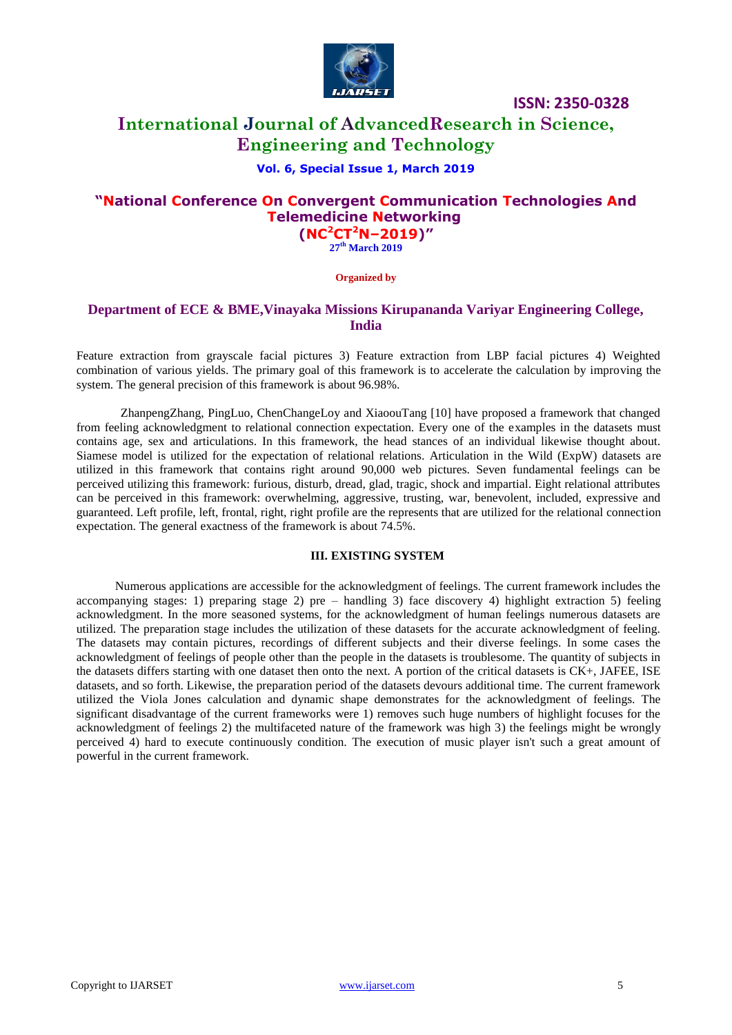Feature extraction from grayscale facial pictures 3) Feature extraction from LBP facial pictures 4) Weighted combination of various yields. The primary goal of this framework is to accelerate the calculation by improving the system. The general precision of this framework is about 96.98%.

ZhanpengZhang, PingLuo, ChenChangeLoy and XiaoouTang [10] have proposed a framework that changed from feeling acknowledgment to relational connection expectation. Every one of the examples in the datasets must contains age, sex and articulations. In this framework, the head stances of an individual likewise thought about. Siamese model is utilized for the expectation of relational relations. Articulation in the Wild (ExpW) datasets are utilized in this framework that contains right around 90,000 web pictures. Seven fundamental feelings can be perceived utilizing this framework: furious, disturb, dread, glad, tragic, shock and impartial. Eight relational attributes can be perceived in this framework: overwhelming, aggressive, trusting, war, benevolent, included, expressive and guaranteed. Left profile, left, frontal, right, right profile are the represents that are utilized for the relational connection expectation. The general exactness of the framework is about 74.5%.

## III. EXISTING SYSTEM

Numerous applications are accessible for the acknowledgment of feelings. The current framework includes the accompanying stages: 1) preparing stage 2) pre – handling 3) face discovery 4) highlight extraction 5) feeling acknowledgment. In the more seasoned systems, for the acknowledgment of human feelings numerous datasets are utilized. The preparation stage includes the utilization of these datasets for the accurate acknowledgment of feeling. The datasets may contain pictures, recordings of different subjects and their diverse feelings. In some cases the acknowledgment of feelings of people other than the people in the datasets is troublesome. The quantity of subjects in the datasets differs starting with one dataset then onto the next. A portion of the critical datasets is CK+, JAFEE, ISE datasets, and so forth. Likewise, the preparation period of the datasets devours additional time. The current framework utilized the Viola Jones calculation and dynamic shape demonstrates for the acknowledgment of feelings. The significant disadvantage of the current frameworks were 1) removes such huge numbers of highlight focuses for the acknowledgment of feelings 2) the multifaceted nature of the framework was high 3) the feelings might be wrongly perceived 4) hard to execute continuously condition. The execution of music player isn't such a great amount of powerful in the current framework.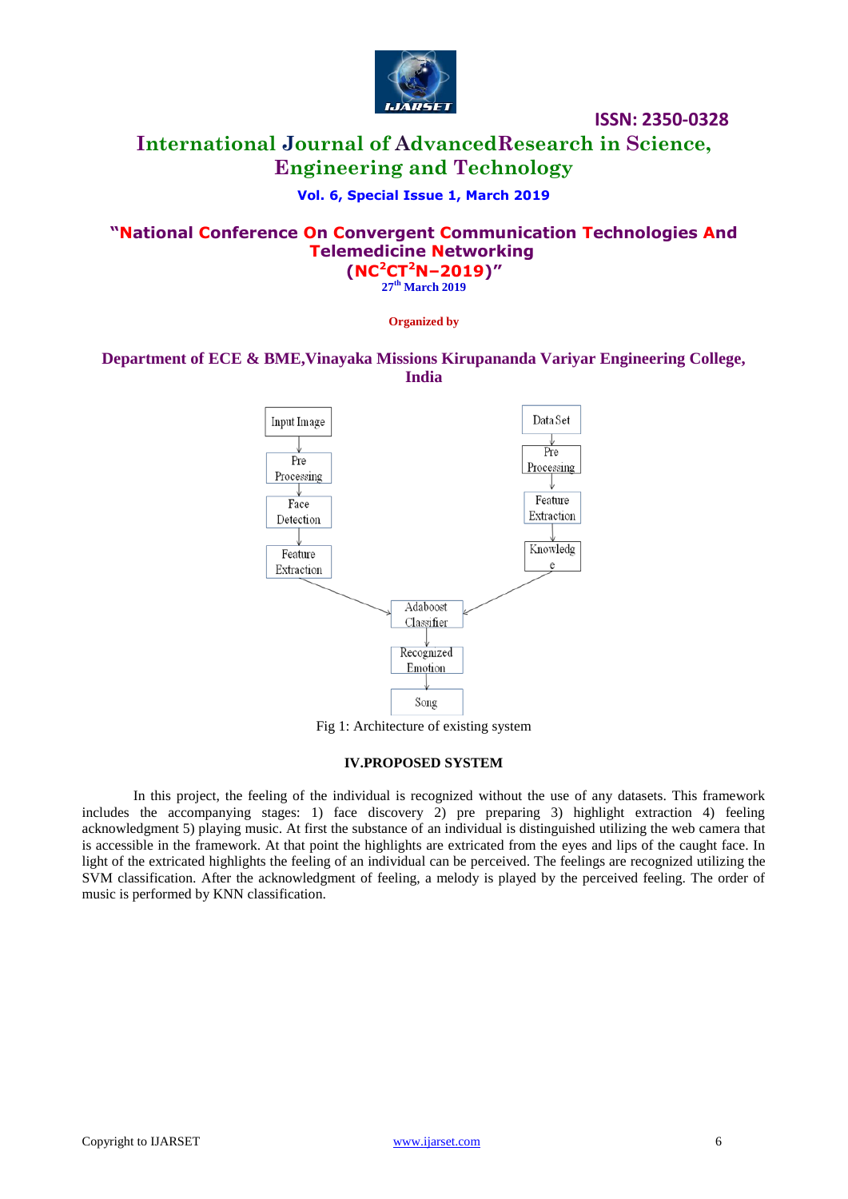Fig 1: Architecture of existing system

### IV.PROPOSED SYSTEM

In this project, the feeling of the individual is recognized without the use of any datasets. This framework includes the accompanying stages: 1) face discovery 2) pre preparing 3) highlight extraction 4) feeling acknowledgment 5) playing music. At first the substance of an individual is distinguished utilizing the web camera that is accessible in the framework. At that point the highlights are extricated from the eyes and lips of the caught face. In light of the extricated highlights the feeling of an individual can be perceived. The feelings are recognized utilizing the SVM classification. After the acknowledgment of feeling, a melody is played by the perceived feeling. The order of music is performed by KNN classification.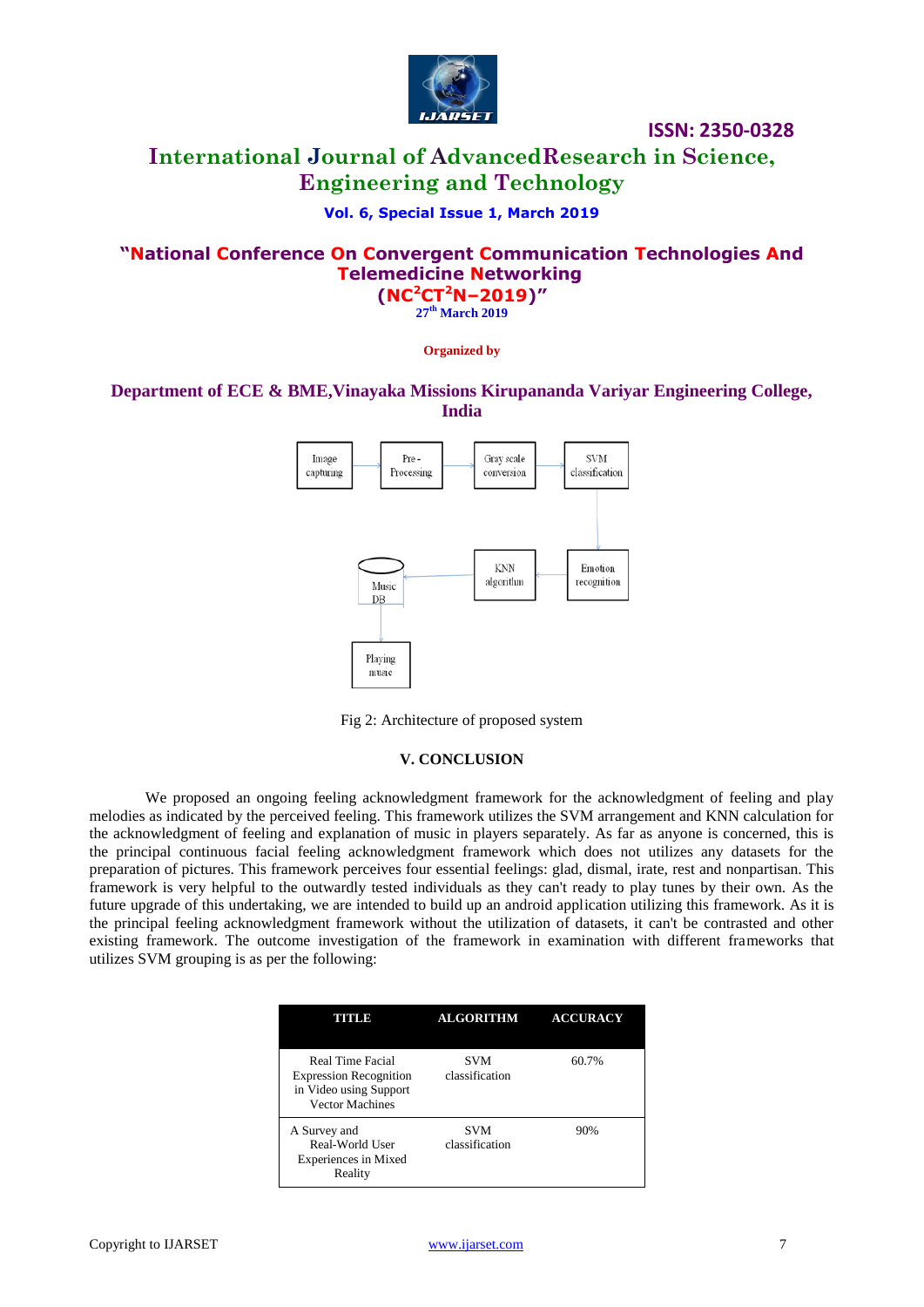Fig 2: Architecture of proposed system

## V. CONCLUSION

We proposed an ongoing feeling acknowledgment framework for the acknowledgment of feeling and play melodies as indicated by the perceived feeling. This framework utilizes the SVM arrangement and KNN calculation for the acknowledgment of feeling and explanation of music in players separately. As far as anyone is concerned, this is the principal continuous facial feeling acknowledgment framework which does not utilizes any datasets for the preparation of pictures. This framework perceives four essential feelings: glad, dismal, irate, rest and nonpartisan. This framework is very helpful to the outwardly tested individuals as they can't ready to play tunes by their own. As the future upgrade of this undertaking, we are intended to build up an android application utilizing this framework. As it is the principal feeling acknowledgment framework without the utilization of datasets, it can't be contrasted and other existing framework. The outcome investigation of the framework in examination with different frameworks that utilizes SVM grouping is as per the following:

| TITLE | ALGORITHM | ACCURACY |
|---|---|---|
| Real Time Facial Expression Recognition in Video using Support Vector Machines | SVM classification | 60.7% |
| A Survey and Real-World User Experiences in Mixed Reality | SVM classification | 90% |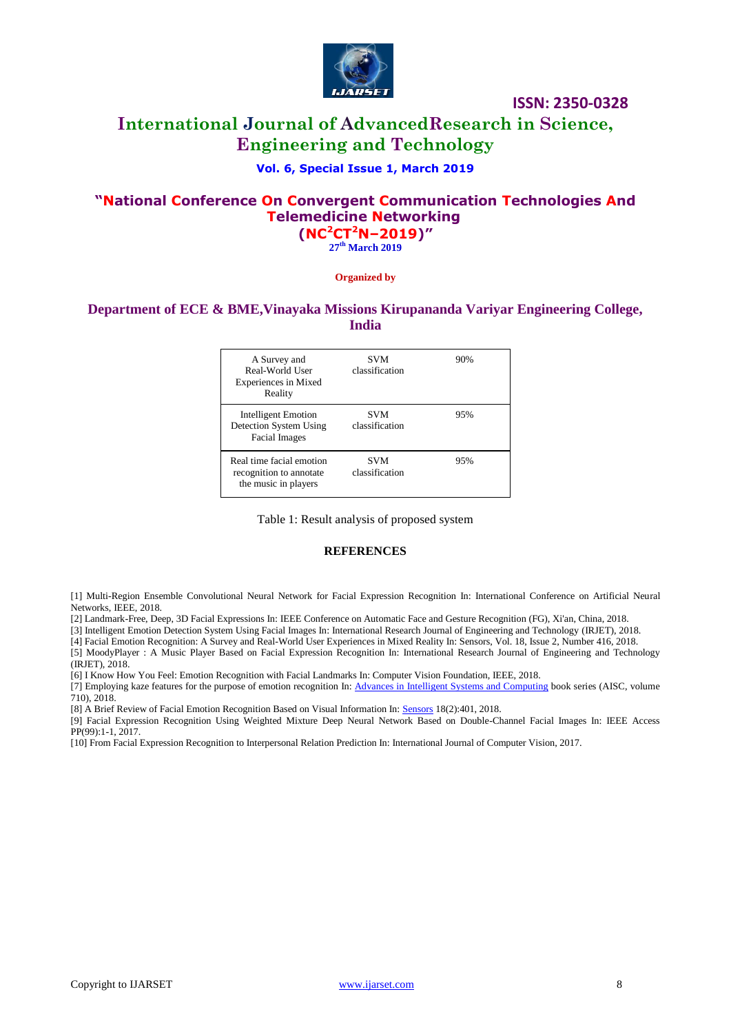| | | |
|---|---|---|
| A Survey and Real-World User Experiences in Mixed Reality | SVM classification | 90% |
| Intelligent Emotion Detection System Using Facial Images | SVM classification | 95% |
| Real time facial emotion recognition to annotate the music in players | SVM classification | 95% |

Table 1: Result analysis of proposed system

## REFERENCES

[1] Multi-Region Ensemble Convolutional Neural Network for Facial Expression Recognition In: International Conference on Artificial Neural Networks, IEEE, 2018.

[2] Landmark-Free, Deep, 3D Facial Expressions In: IEEE Conference on Automatic Face and Gesture Recognition (FG), Xi'an, China, 2018.

[3] Intelligent Emotion Detection System Using Facial Images In: International Research Journal of Engineering and Technology (IRJET), 2018.

[4] Facial Emotion Recognition: A Survey and Real-World User Experiences in Mixed Reality In: Sensors, Vol. 18, Issue 2, Number 416, 2018.

[5] MoodyPlayer : A Music Player Based on Facial Expression Recognition In: International Research Journal of Engineering and Technology (IRJET), 2018.

[6] I Know How You Feel: Emotion Recognition with Facial Landmarks In: Computer Vision Foundation, IEEE, 2018.

[7] Employing kaze features for the purpose of emotion recognition In: Advances in Intelligent Systems and Computing book series (AISC, volume 710), 2018.

[8] A Brief Review of Facial Emotion Recognition Based on Visual Information In: Sensors 18(2):401, 2018.

[9] Facial Expression Recognition Using Weighted Mixture Deep Neural Network Based on Double-Channel Facial Images In: IEEE Access PP(99):1-1, 2017.

[10] From Facial Expression Recognition to Interpersonal Relation Prediction In: International Journal of Computer Vision, 2017.